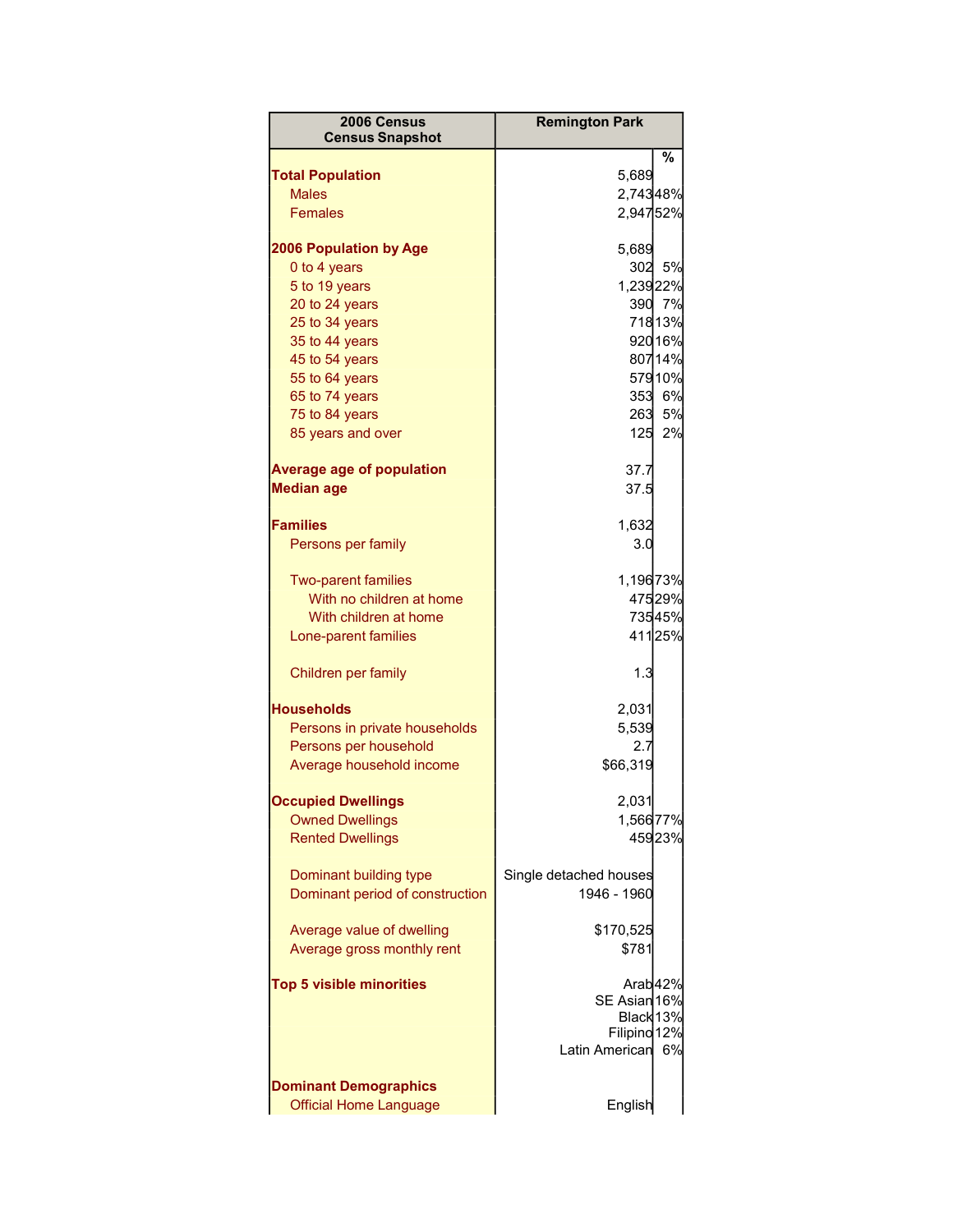| 2006 Census Census Snapshot | Remington Park | % |
|---|---|---|
| **Total Population** | 5,689 | |
| Males | 2,743 | 48% |
| Females | 2,947 | 52% |
| | | |
| **2006 Population by Age** | 5,689 | |
| 0 to 4 years | 302 | 5% |
| 5 to 19 years | 1,239 | 22% |
| 20 to 24 years | 390 | 7% |
| 25 to 34 years | 718 | 13% |
| 35 to 44 years | 920 | 16% |
| 45 to 54 years | 807 | 14% |
| 55 to 64 years | 579 | 10% |
| 65 to 74 years | 353 | 6% |
| 75 to 84 years | 263 | 5% |
| 85 years and over | 125 | 2% |
| | | |
| **Average age of population** | 37.7 | |
| **Median age** | 37.5 | |
| | | |
| **Families** | 1,632 | |
| Persons per family | 3.0 | |
| | | |
| Two-parent families | 1,196 | 73% |
| With no children at home | 475 | 29% |
| With children at home | 735 | 45% |
| Lone-parent families | 411 | 25% |
| | | |
| Children per family | 1.3 | |
| | | |
| **Households** | 2,031 | |
| Persons in private households | 5,539 | |
| Persons per household | 2.7 | |
| Average household income | $66,319 | |
| | | |
| **Occupied Dwellings** | 2,031 | |
| Owned Dwellings | 1,566 | 77% |
| Rented Dwellings | 459 | 23% |
| | | |
| Dominant building type | Single detached houses | |
| Dominant period of construction | 1946 - 1960 | |
| | | |
| Average value of dwelling | $170,525 | |
| Average gross monthly rent | $781 | |
| | | |
| **Top 5 visible minorities** | Arab | 42% |
| | SE Asian | 16% |
| | Black | 13% |
| | Filipino | 12% |
| | Latin American | 6% |
| | | |
| **Dominant Demographics** | | |
| Official Home Language | English | |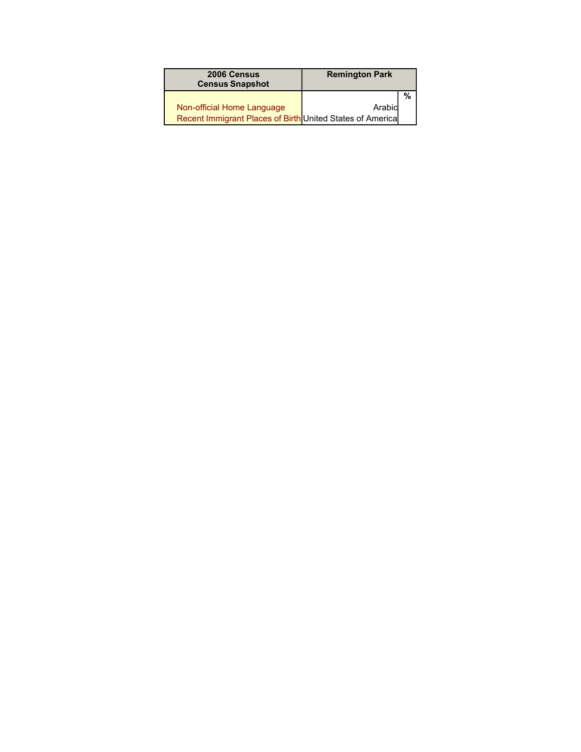| 2006 Census<br>Census Snapshot | Remington Park | |
|---|---|---|
| | | % |
| Non-official Home Language | Arabic | |
| Recent Immigrant Places of Birth | United States of America | |